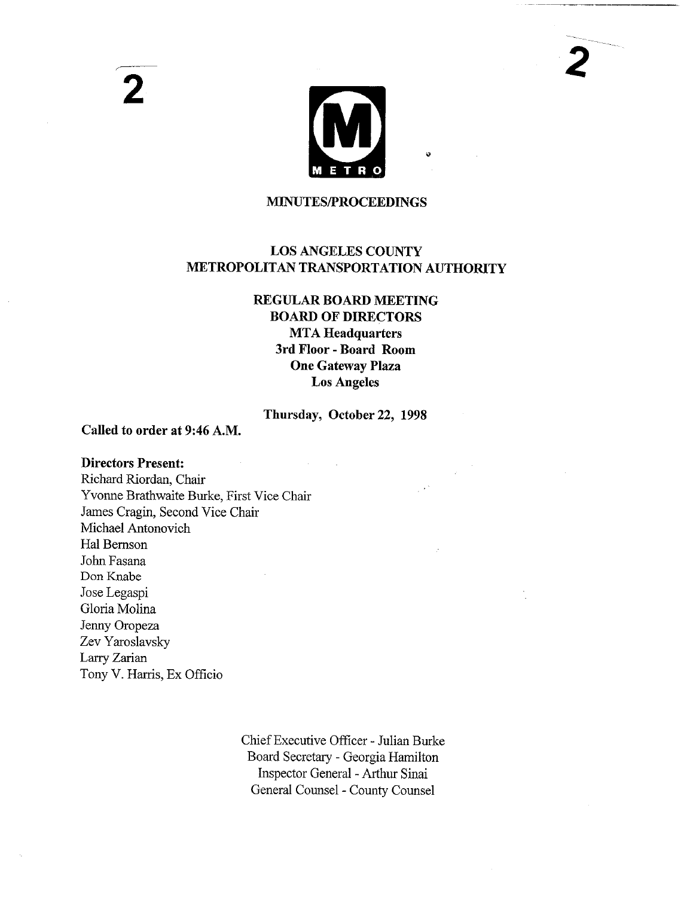# MINUTES/PROCEEDINGS

## LOS ANGELES COUNTY METROPOLITAN TRANSPORTATION AUTHORITY

### REGULAR BOARD MEETING
### BOARD OF DIRECTORS
**MTA Headquarters**
**3rd Floor - Board Room**
**One Gateway Plaza**
**Los Angeles**

**Thursday, October 22, 1998**

**Called to order at 9:46 A.M.**

**Directors Present:**

Richard Riordan, Chair
Yvonne Brathwaite Burke, First Vice Chair
James Cragin, Second Vice Chair
Michael Antonovich
Hal Bernson
John Fasana
Don Knabe
Jose Legaspi
Gloria Molina
Jenny Oropeza
Zev Yaroslavsky
Larry Zarian
Tony V. Harris, Ex Officio

Chief Executive Officer - Julian Burke
Board Secretary - Georgia Hamilton
Inspector General - Arthur Sinai
General Counsel - County Counsel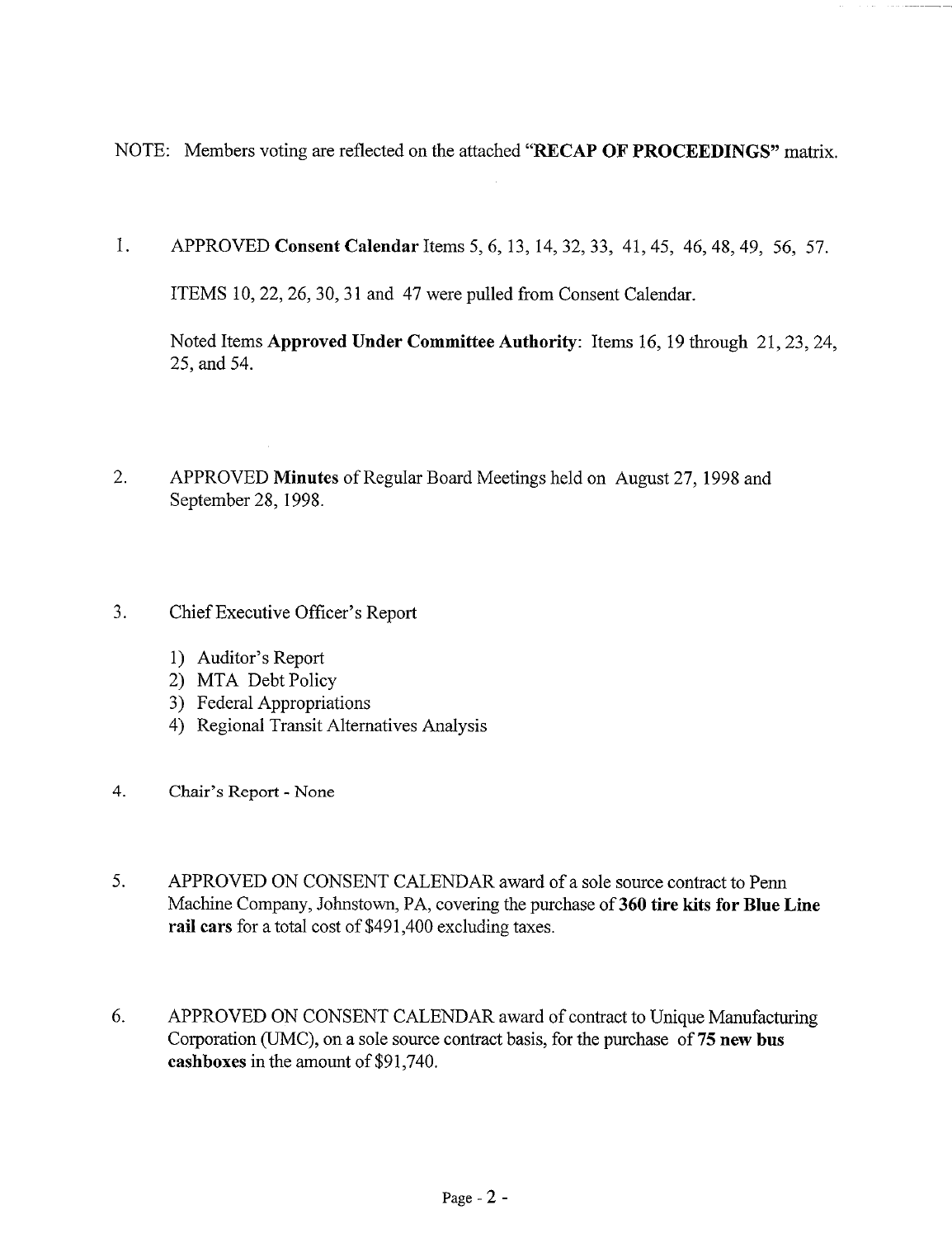NOTE: Members voting are reflected on the attached "**RECAP OF PROCEEDINGS**" matrix.

1. APPROVED **Consent Calendar** Items 5, 6, 13, 14, 32, 33, 41, 45, 46, 48, 49, 56, 57.

   ITEMS 10, 22, 26, 30, 31 and 47 were pulled from Consent Calendar.

   Noted Items **Approved Under Committee Authority**: Items 16, 19 through 21, 23, 24, 25, and 54.

2. APPROVED **Minutes** of Regular Board Meetings held on August 27, 1998 and September 28, 1998.

3. Chief Executive Officer's Report

   1) Auditor's Report
   2) MTA Debt Policy
   3) Federal Appropriations
   4) Regional Transit Alternatives Analysis

4. Chair's Report - None

5. APPROVED ON CONSENT CALENDAR award of a sole source contract to Penn Machine Company, Johnstown, PA, covering the purchase of **360 tire kits for Blue Line rail cars** for a total cost of $491,400 excluding taxes.

6. APPROVED ON CONSENT CALENDAR award of contract to Unique Manufacturing Corporation (UMC), on a sole source contract basis, for the purchase of **75 new bus cashboxes** in the amount of $91,740.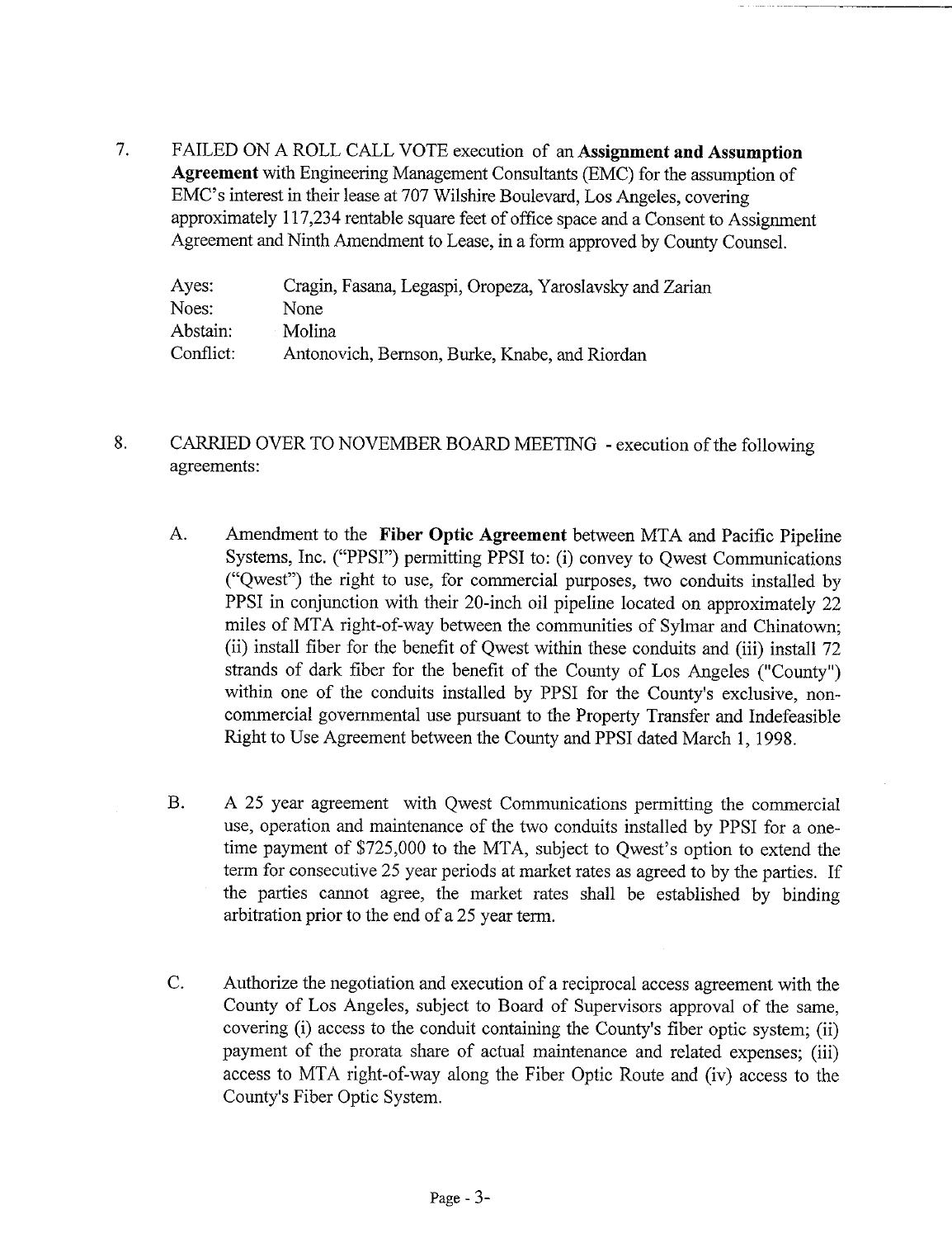7. FAILED ON A ROLL CALL VOTE execution of an **Assignment and Assumption Agreement** with Engineering Management Consultants (EMC) for the assumption of EMC's interest in their lease at 707 Wilshire Boulevard, Los Angeles, covering approximately 117,234 rentable square feet of office space and a Consent to Assignment Agreement and Ninth Amendment to Lease, in a form approved by County Counsel.

| | |
|---|---|
| Ayes: | Cragin, Fasana, Legaspi, Oropeza, Yaroslavsky and Zarian |
| Noes: | None |
| Abstain: | Molina |
| Conflict: | Antonovich, Bernson, Burke, Knabe, and Riordan |

8. CARRIED OVER TO NOVEMBER BOARD MEETING - execution of the following agreements:

   A. Amendment to the **Fiber Optic Agreement** between MTA and Pacific Pipeline Systems, Inc. ("PPSI") permitting PPSI to: (i) convey to Qwest Communications ("Qwest") the right to use, for commercial purposes, two conduits installed by PPSI in conjunction with their 20-inch oil pipeline located on approximately 22 miles of MTA right-of-way between the communities of Sylmar and Chinatown; (ii) install fiber for the benefit of Qwest within these conduits and (iii) install 72 strands of dark fiber for the benefit of the County of Los Angeles ("County") within one of the conduits installed by PPSI for the County's exclusive, non-commercial governmental use pursuant to the Property Transfer and Indefeasible Right to Use Agreement between the County and PPSI dated March 1, 1998.

   B. A 25 year agreement with Qwest Communications permitting the commercial use, operation and maintenance of the two conduits installed by PPSI for a one-time payment of $725,000 to the MTA, subject to Qwest's option to extend the term for consecutive 25 year periods at market rates as agreed to by the parties. If the parties cannot agree, the market rates shall be established by binding arbitration prior to the end of a 25 year term.

   C. Authorize the negotiation and execution of a reciprocal access agreement with the County of Los Angeles, subject to Board of Supervisors approval of the same, covering (i) access to the conduit containing the County's fiber optic system; (ii) payment of the prorata share of actual maintenance and related expenses; (iii) access to MTA right-of-way along the Fiber Optic Route and (iv) access to the County's Fiber Optic System.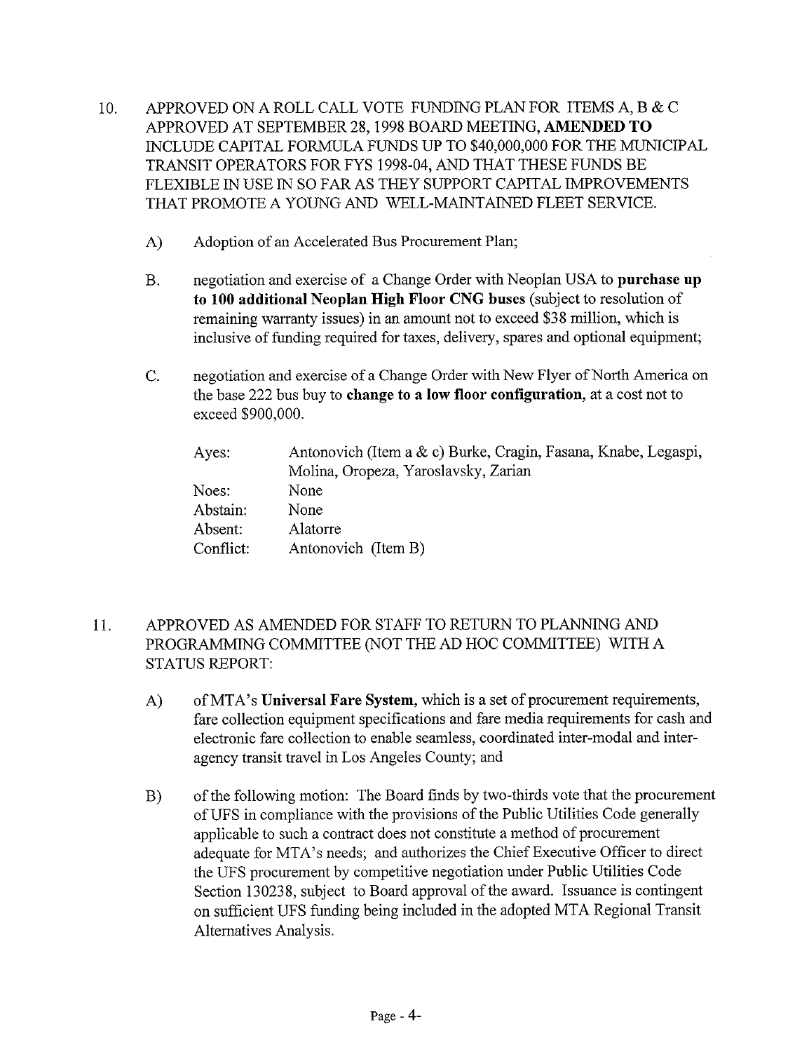10. APPROVED ON A ROLL CALL VOTE FUNDING PLAN FOR ITEMS A, B & C APPROVED AT SEPTEMBER 28, 1998 BOARD MEETING, **AMENDED TO** INCLUDE CAPITAL FORMULA FUNDS UP TO $40,000,000 FOR THE MUNICIPAL TRANSIT OPERATORS FOR FYS 1998-04, AND THAT THESE FUNDS BE FLEXIBLE IN USE IN SO FAR AS THEY SUPPORT CAPITAL IMPROVEMENTS THAT PROMOTE A YOUNG AND WELL-MAINTAINED FLEET SERVICE.

   A) Adoption of an Accelerated Bus Procurement Plan;

   B. negotiation and exercise of a Change Order with Neoplan USA to **purchase up to 100 additional Neoplan High Floor CNG buses** (subject to resolution of remaining warranty issues) in an amount not to exceed $38 million, which is inclusive of funding required for taxes, delivery, spares and optional equipment;

   C. negotiation and exercise of a Change Order with New Flyer of North America on the base 222 bus buy to **change to a low floor configuration,** at a cost not to exceed $900,000.

| | |
|---|---|
| Ayes: | Antonovich (Item a & c) Burke, Cragin, Fasana, Knabe, Legaspi, Molina, Oropeza, Yaroslavsky, Zarian |
| Noes: | None |
| Abstain: | None |
| Absent: | Alatorre |
| Conflict: | Antonovich (Item B) |

11. APPROVED AS AMENDED FOR STAFF TO RETURN TO PLANNING AND PROGRAMMING COMMITTEE (NOT THE AD HOC COMMITTEE) WITH A STATUS REPORT:

   A) of MTA's **Universal Fare System**, which is a set of procurement requirements, fare collection equipment specifications and fare media requirements for cash and electronic fare collection to enable seamless, coordinated inter-modal and inter-agency transit travel in Los Angeles County; and

   B) of the following motion: The Board finds by two-thirds vote that the procurement of UFS in compliance with the provisions of the Public Utilities Code generally applicable to such a contract does not constitute a method of procurement adequate for MTA's needs; and authorizes the Chief Executive Officer to direct the UFS procurement by competitive negotiation under Public Utilities Code Section 130238, subject to Board approval of the award. Issuance is contingent on sufficient UFS funding being included in the adopted MTA Regional Transit Alternatives Analysis.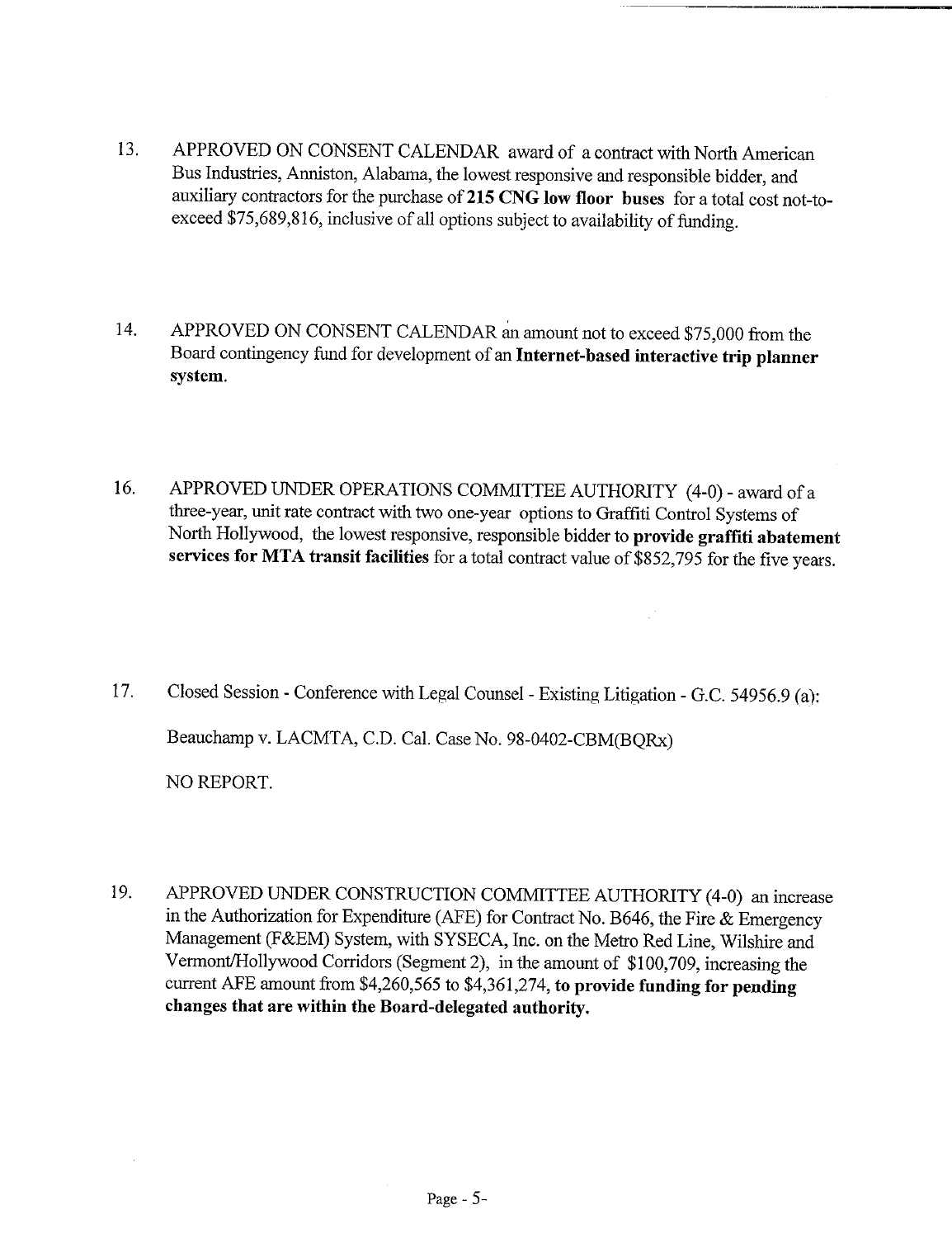13. APPROVED ON CONSENT CALENDAR award of a contract with North American Bus Industries, Anniston, Alabama, the lowest responsive and responsible bidder, and auxiliary contractors for the purchase of **215 CNG low floor buses** for a total cost not-to-exceed $75,689,816, inclusive of all options subject to availability of funding.

14. APPROVED ON CONSENT CALENDAR an amount not to exceed $75,000 from the Board contingency fund for development of an **Internet-based interactive trip planner system.**

16. APPROVED UNDER OPERATIONS COMMITTEE AUTHORITY (4-0) - award of a three-year, unit rate contract with two one-year options to Graffiti Control Systems of North Hollywood, the lowest responsive, responsible bidder to **provide graffiti abatement services for MTA transit facilities** for a total contract value of $852,795 for the five years.

17. Closed Session - Conference with Legal Counsel - Existing Litigation - G.C. 54956.9 (a):

    Beauchamp v. LACMTA, C.D. Cal. Case No. 98-0402-CBM(BQRx)

    NO REPORT.

19. APPROVED UNDER CONSTRUCTION COMMITTEE AUTHORITY (4-0) an increase in the Authorization for Expenditure (AFE) for Contract No. B646, the Fire & Emergency Management (F&EM) System, with SYSECA, Inc. on the Metro Red Line, Wilshire and Vermont/Hollywood Corridors (Segment 2), in the amount of $100,709, increasing the current AFE amount from $4,260,565 to $4,361,274, **to provide funding for pending changes that are within the Board-delegated authority.**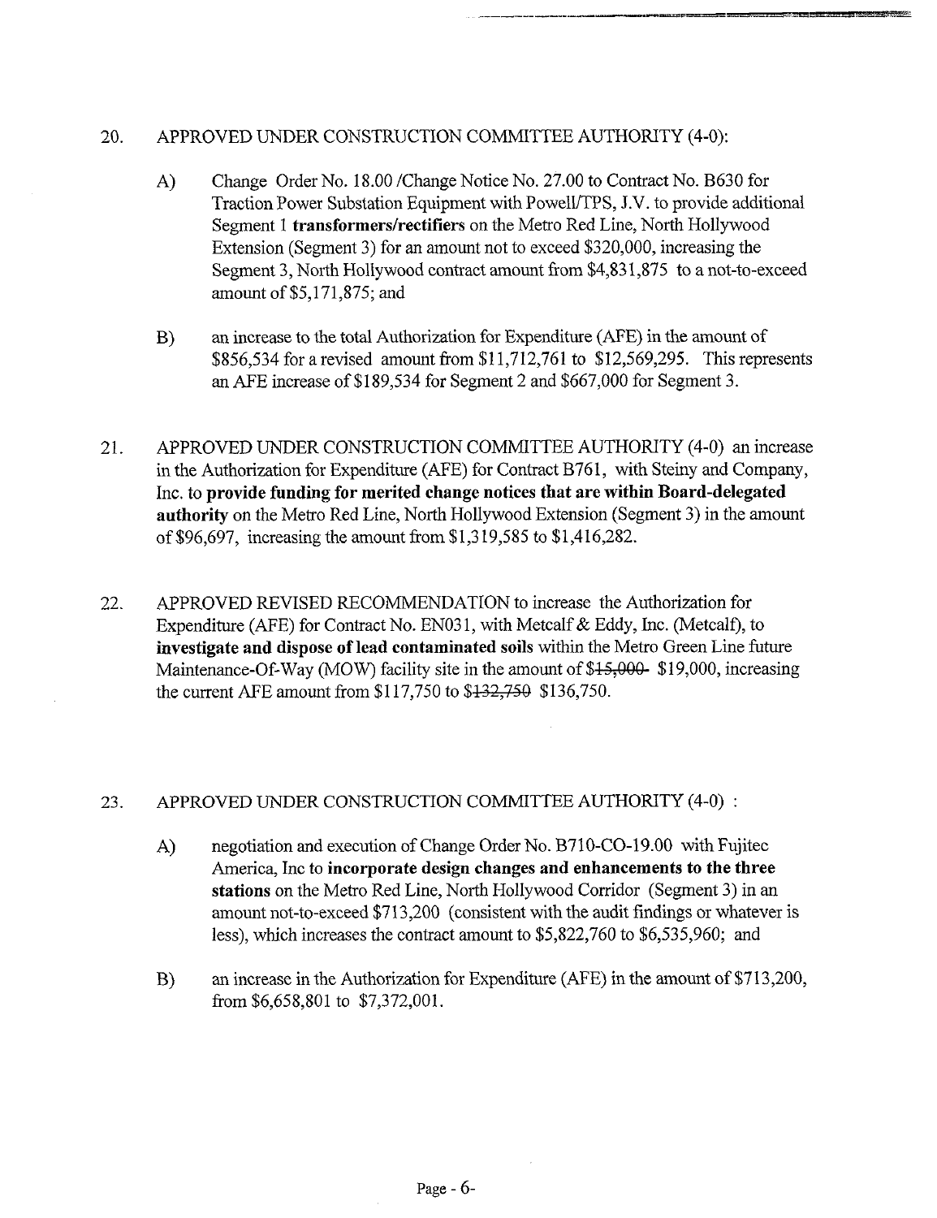20. APPROVED UNDER CONSTRUCTION COMMITTEE AUTHORITY (4-0):

    A) Change Order No. 18.00 /Change Notice No. 27.00 to Contract No. B630 for Traction Power Substation Equipment with Powell/TPS, J.V. to provide additional Segment 1 **transformers/rectifiers** on the Metro Red Line, North Hollywood Extension (Segment 3) for an amount not to exceed $320,000, increasing the Segment 3, North Hollywood contract amount from $4,831,875 to a not-to-exceed amount of $5,171,875; and

    B) an increase to the total Authorization for Expenditure (AFE) in the amount of $856,534 for a revised amount from $11,712,761 to $12,569,295. This represents an AFE increase of $189,534 for Segment 2 and $667,000 for Segment 3.

21. APPROVED UNDER CONSTRUCTION COMMITTEE AUTHORITY (4-0) an increase in the Authorization for Expenditure (AFE) for Contract B761, with Steiny and Company, Inc. to **provide funding for merited change notices that are within Board-delegated authority** on the Metro Red Line, North Hollywood Extension (Segment 3) in the amount of $96,697, increasing the amount from $1,319,585 to $1,416,282.

22. APPROVED REVISED RECOMMENDATION to increase the Authorization for Expenditure (AFE) for Contract No. EN031, with Metcalf & Eddy, Inc. (Metcalf), to **investigate and dispose of lead contaminated soils** within the Metro Green Line future Maintenance-Of-Way (MOW) facility site in the amount of ~~$15,000~~ $19,000, increasing the current AFE amount from $117,750 to ~~$132,750~~ $136,750.

23. APPROVED UNDER CONSTRUCTION COMMITTEE AUTHORITY (4-0) :

    A) negotiation and execution of Change Order No. B710-CO-19.00 with Fujitec America, Inc to **incorporate design changes and enhancements to the three stations** on the Metro Red Line, North Hollywood Corridor (Segment 3) in an amount not-to-exceed $713,200 (consistent with the audit findings or whatever is less), which increases the contract amount to $5,822,760 to $6,535,960; and

    B) an increase in the Authorization for Expenditure (AFE) in the amount of $713,200, from $6,658,801 to $7,372,001.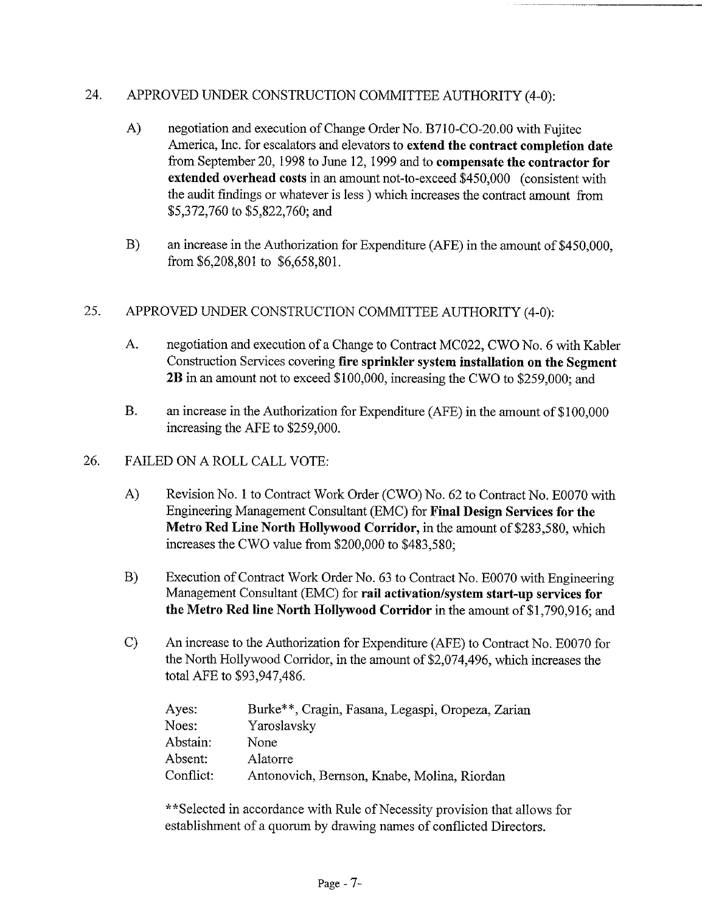24. APPROVED UNDER CONSTRUCTION COMMITTEE AUTHORITY (4-0):

    A) negotiation and execution of Change Order No. B710-CO-20.00 with Fujitec America, Inc. for escalators and elevators to **extend the contract completion date** from September 20, 1998 to June 12, 1999 and to **compensate the contractor for extended overhead costs** in an amount not-to-exceed $450,000 (consistent with the audit findings or whatever is less ) which increases the contract amount from $5,372,760 to $5,822,760; and

    B) an increase in the Authorization for Expenditure (AFE) in the amount of $450,000, from $6,208,801 to $6,658,801.

25. APPROVED UNDER CONSTRUCTION COMMITTEE AUTHORITY (4-0):

    A. negotiation and execution of a Change to Contract MC022, CWO No. 6 with Kabler Construction Services covering **fire sprinkler system installation on the Segment 2B** in an amount not to exceed $100,000, increasing the CWO to $259,000; and

    B. an increase in the Authorization for Expenditure (AFE) in the amount of $100,000 increasing the AFE to $259,000.

26. FAILED ON A ROLL CALL VOTE:

    A) Revision No. 1 to Contract Work Order (CWO) No. 62 to Contract No. E0070 with Engineering Management Consultant (EMC) for **Final Design Services for the Metro Red Line North Hollywood Corridor,** in the amount of $283,580, which increases the CWO value from $200,000 to $483,580;

    B) Execution of Contract Work Order No. 63 to Contract No. E0070 with Engineering Management Consultant (EMC) for **rail activation/system start-up services for the Metro Red line North Hollywood Corridor** in the amount of $1,790,916; and

    C) An increase to the Authorization for Expenditure (AFE) to Contract No. E0070 for the North Hollywood Corridor, in the amount of $2,074,496, which increases the total AFE to $93,947,486.

    | | |
    |---|---|
    | Ayes: | Burke**, Cragin, Fasana, Legaspi, Oropeza, Zarian |
    | Noes: | Yaroslavsky |
    | Abstain: | None |
    | Absent: | Alatorre |
    | Conflict: | Antonovich, Bernson, Knabe, Molina, Riordan |

    **Selected in accordance with Rule of Necessity provision that allows for establishment of a quorum by drawing names of conflicted Directors.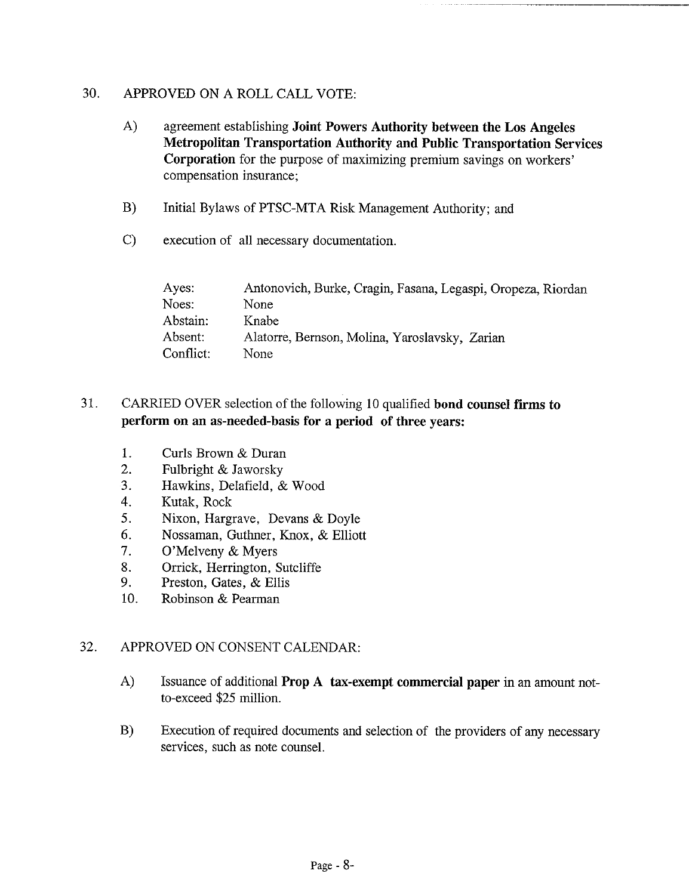30. APPROVED ON A ROLL CALL VOTE:

   A) agreement establishing **Joint Powers Authority between the Los Angeles Metropolitan Transportation Authority and Public Transportation Services Corporation** for the purpose of maximizing premium savings on workers' compensation insurance;

   B) Initial Bylaws of PTSC-MTA Risk Management Authority; and

   C) execution of all necessary documentation.

| | |
|---|---|
| Ayes: | Antonovich, Burke, Cragin, Fasana, Legaspi, Oropeza, Riordan |
| Noes: | None |
| Abstain: | Knabe |
| Absent: | Alatorre, Bernson, Molina, Yaroslavsky, Zarian |
| Conflict: | None |

31. CARRIED OVER selection of the following 10 qualified **bond counsel firms to perform on an as-needed-basis for a period of three years:**

   1. Curls Brown & Duran
   2. Fulbright & Jaworsky
   3. Hawkins, Delafield, & Wood
   4. Kutak, Rock
   5. Nixon, Hargrave, Devans & Doyle
   6. Nossaman, Guthner, Knox, & Elliott
   7. O'Melveny & Myers
   8. Orrick, Herrington, Sutcliffe
   9. Preston, Gates, & Ellis
   10. Robinson & Pearman

32. APPROVED ON CONSENT CALENDAR:

   A) Issuance of additional **Prop A tax-exempt commercial paper** in an amount not-to-exceed $25 million.

   B) Execution of required documents and selection of the providers of any necessary services, such as note counsel.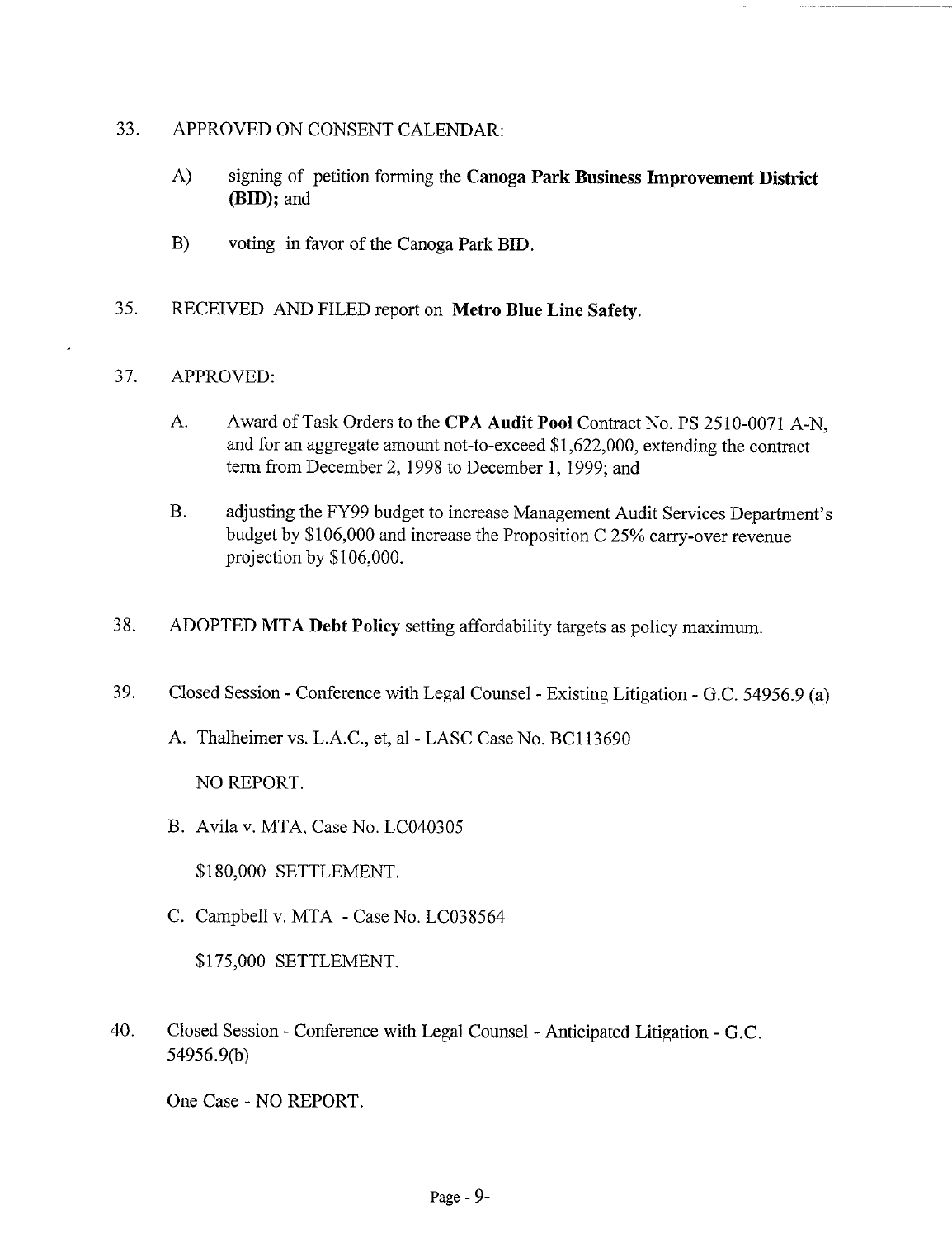33. APPROVED ON CONSENT CALENDAR:

    A) signing of petition forming the **Canoga Park Business Improvement District (BID)**; and

    B) voting in favor of the Canoga Park BID.

35. RECEIVED AND FILED report on **Metro Blue Line Safety**.

37. APPROVED:

    A. Award of Task Orders to the **CPA Audit Pool** Contract No. PS 2510-0071 A-N, and for an aggregate amount not-to-exceed $1,622,000, extending the contract term from December 2, 1998 to December 1, 1999; and

    B. adjusting the FY99 budget to increase Management Audit Services Department's budget by $106,000 and increase the Proposition C 25% carry-over revenue projection by $106,000.

38. ADOPTED **MTA Debt Policy** setting affordability targets as policy maximum.

39. Closed Session - Conference with Legal Counsel - Existing Litigation - G.C. 54956.9 (a)

    A. Thalheimer vs. L.A.C., et, al - LASC Case No. BC113690

       NO REPORT.

    B. Avila v. MTA, Case No. LC040305

       $180,000 SETTLEMENT.

    C. Campbell v. MTA - Case No. LC038564

       $175,000 SETTLEMENT.

40. Closed Session - Conference with Legal Counsel - Anticipated Litigation - G.C. 54956.9(b)

    One Case - NO REPORT.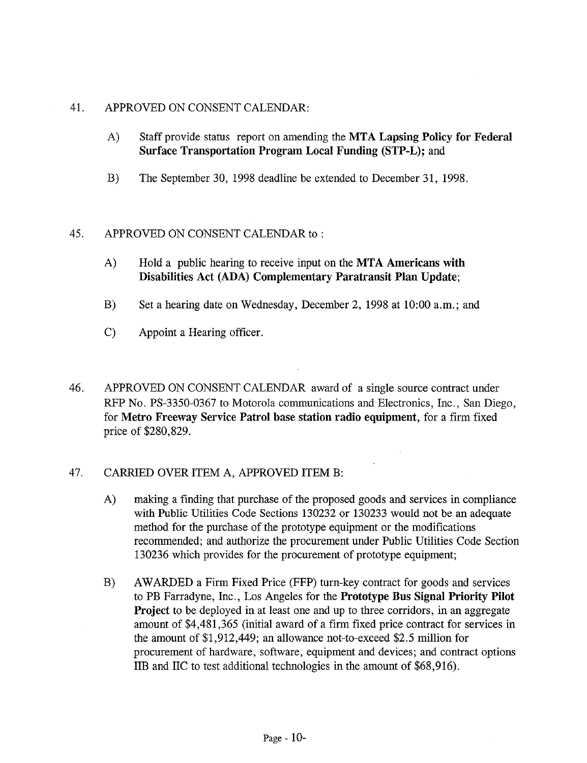41. APPROVED ON CONSENT CALENDAR:

    A) Staff provide status report on amending the **MTA Lapsing Policy for Federal Surface Transportation Program Local Funding (STP-L);** and

    B) The September 30, 1998 deadline be extended to December 31, 1998.

45. APPROVED ON CONSENT CALENDAR to :

    A) Hold a public hearing to receive input on the **MTA Americans with Disabilities Act (ADA) Complementary Paratransit Plan Update**;

    B) Set a hearing date on Wednesday, December 2, 1998 at 10:00 a.m.; and

    C) Appoint a Hearing officer.

46. APPROVED ON CONSENT CALENDAR award of a single source contract under RFP No. PS-3350-0367 to Motorola communications and Electronics, Inc., San Diego, for **Metro Freeway Service Patrol base station radio equipment,** for a firm fixed price of $280,829.

47. CARRIED OVER ITEM A, APPROVED ITEM B:

    A) making a finding that purchase of the proposed goods and services in compliance with Public Utilities Code Sections 130232 or 130233 would not be an adequate method for the purchase of the prototype equipment or the modifications recommended; and authorize the procurement under Public Utilities Code Section 130236 which provides for the procurement of prototype equipment;

    B) AWARDED a Firm Fixed Price (FFP) turn-key contract for goods and services to PB Farradyne, Inc., Los Angeles for the **Prototype Bus Signal Priority Pilot Project** to be deployed in at least one and up to three corridors, in an aggregate amount of $4,481,365 (initial award of a firm fixed price contract for services in the amount of $1,912,449; an allowance not-to-exceed $2.5 million for procurement of hardware, software, equipment and devices; and contract options IIB and IIC to test additional technologies in the amount of $68,916).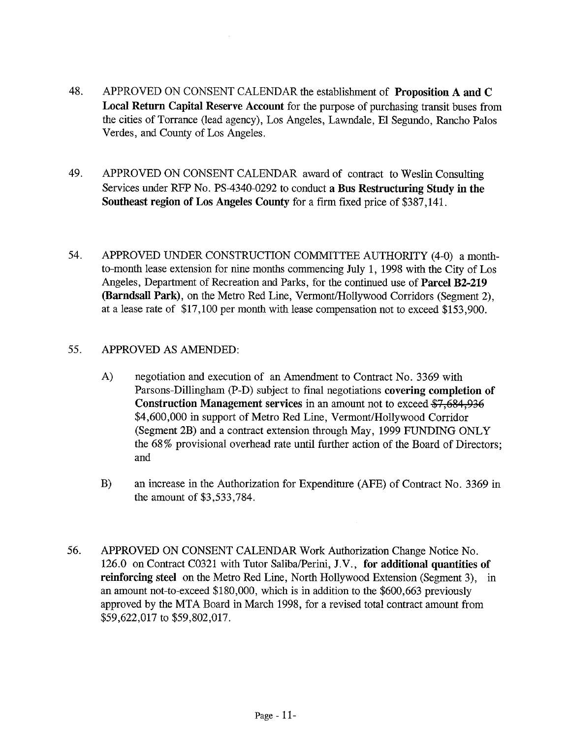48. APPROVED ON CONSENT CALENDAR the establishment of **Proposition A and C Local Return Capital Reserve Account** for the purpose of purchasing transit buses from the cities of Torrance (lead agency), Los Angeles, Lawndale, El Segundo, Rancho Palos Verdes, and County of Los Angeles.

49. APPROVED ON CONSENT CALENDAR award of contract to Weslin Consulting Services under RFP No. PS-4340-0292 to conduct **a Bus Restructuring Study in the Southeast region of Los Angeles County** for a firm fixed price of $387,141.

54. APPROVED UNDER CONSTRUCTION COMMITTEE AUTHORITY (4-0) a month-to-month lease extension for nine months commencing July 1, 1998 with the City of Los Angeles, Department of Recreation and Parks, for the continued use of **Parcel B2-219 (Barndsall Park)**, on the Metro Red Line, Vermont/Hollywood Corridors (Segment 2), at a lease rate of $17,100 per month with lease compensation not to exceed $153,900.

55. APPROVED AS AMENDED:

    A) negotiation and execution of an Amendment to Contract No. 3369 with Parsons-Dillingham (P-D) subject to final negotiations **covering completion of Construction Management services** in an amount not to exceed ~~$7,684,936~~ $4,600,000 in support of Metro Red Line, Vermont/Hollywood Corridor (Segment 2B) and a contract extension through May, 1999 FUNDING ONLY the 68% provisional overhead rate until further action of the Board of Directors; and

    B) an increase in the Authorization for Expenditure (AFE) of Contract No. 3369 in the amount of $3,533,784.

56. APPROVED ON CONSENT CALENDAR Work Authorization Change Notice No. 126.0 on Contract C0321 with Tutor Saliba/Perini, J.V., **for additional quantities of reinforcing steel** on the Metro Red Line, North Hollywood Extension (Segment 3), in an amount not-to-exceed $180,000, which is in addition to the $600,663 previously approved by the MTA Board in March 1998, for a revised total contract amount from $59,622,017 to $59,802,017.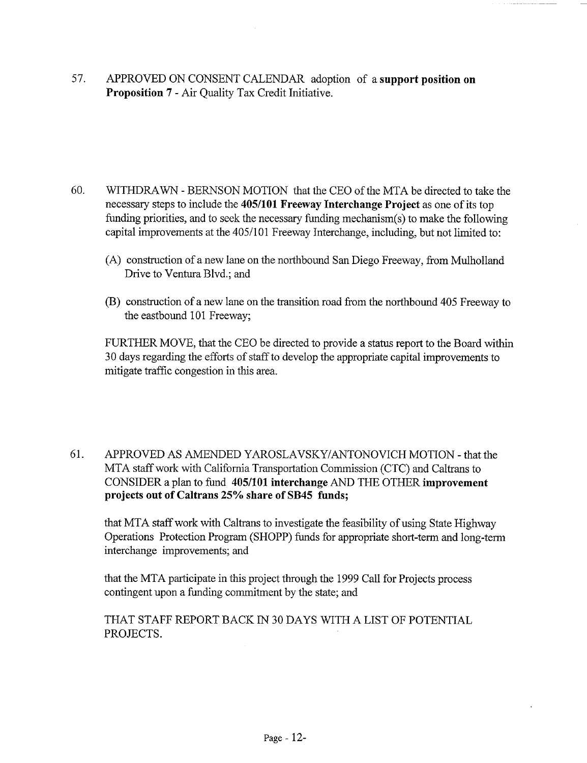57. APPROVED ON CONSENT CALENDAR adoption of a **support position on Proposition 7** - Air Quality Tax Credit Initiative.

60. WITHDRAWN - BERNSON MOTION that the CEO of the MTA be directed to take the necessary steps to include the **405/101 Freeway Interchange Project** as one of its top funding priorities, and to seek the necessary funding mechanism(s) to make the following capital improvements at the 405/101 Freeway Interchange, including, but not limited to:

    (A) construction of a new lane on the northbound San Diego Freeway, from Mulholland Drive to Ventura Blvd.; and

    (B) construction of a new lane on the transition road from the northbound 405 Freeway to the eastbound 101 Freeway;

    FURTHER MOVE, that the CEO be directed to provide a status report to the Board within 30 days regarding the efforts of staff to develop the appropriate capital improvements to mitigate traffic congestion in this area.

61. APPROVED AS AMENDED YAROSLAVSKY/ANTONOVICH MOTION - that the MTA staff work with California Transportation Commission (CTC) and Caltrans to CONSIDER a plan to fund **405/101 interchange** AND THE OTHER **improvement projects out of Caltrans 25% share of SB45 funds;**

    that MTA staff work with Caltrans to investigate the feasibility of using State Highway Operations Protection Program (SHOPP) funds for appropriate short-term and long-term interchange improvements; and

    that the MTA participate in this project through the 1999 Call for Projects process contingent upon a funding commitment by the state; and

    THAT STAFF REPORT BACK IN 30 DAYS WITH A LIST OF POTENTIAL PROJECTS.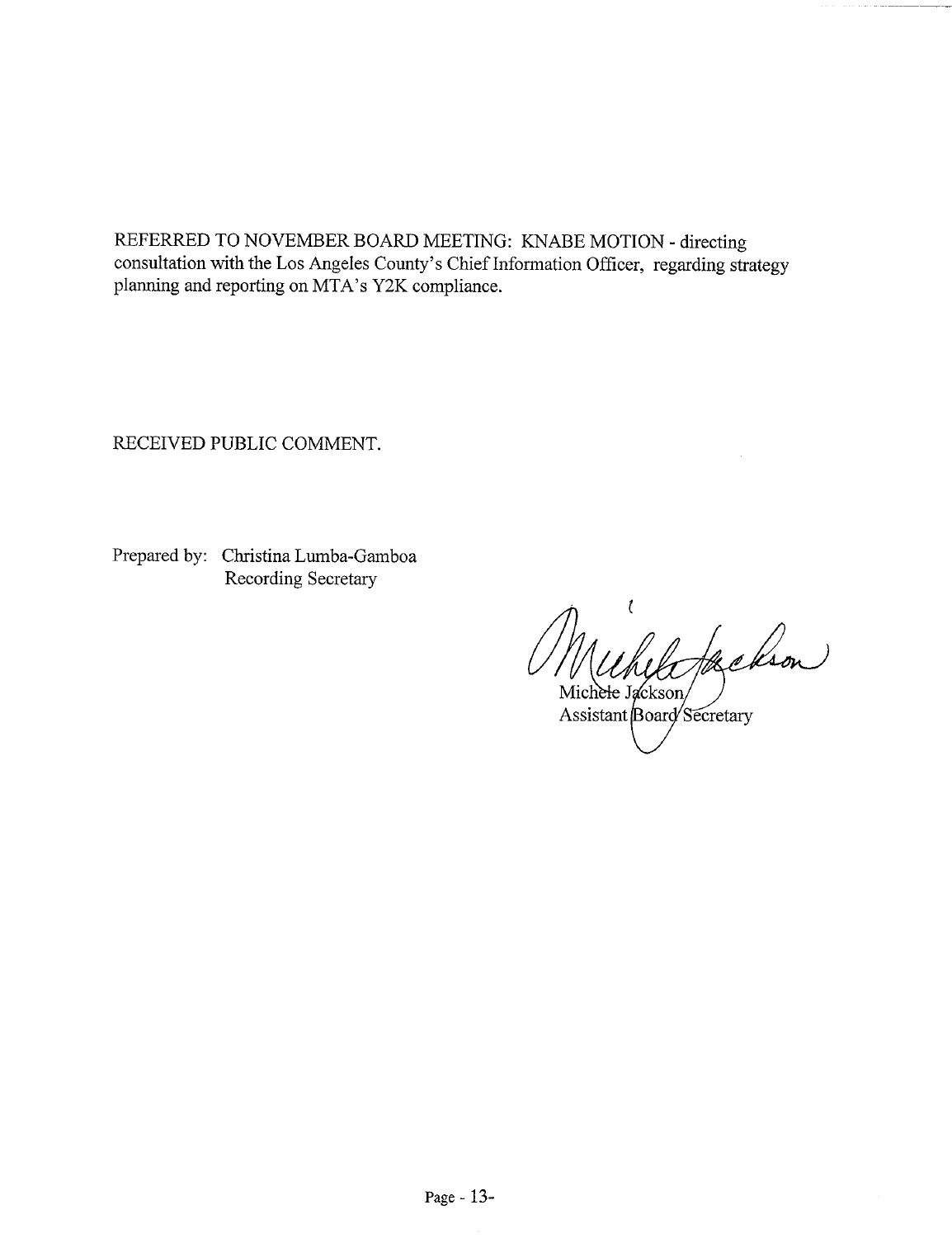REFERRED TO NOVEMBER BOARD MEETING: KNABE MOTION - directing consultation with the Los Angeles County's Chief Information Officer, regarding strategy planning and reporting on MTA's Y2K compliance.

RECEIVED PUBLIC COMMENT.

Prepared by: Christina Lumba-Gamboa
Recording Secretary

Michele Jackson
Assistant Board Secretary